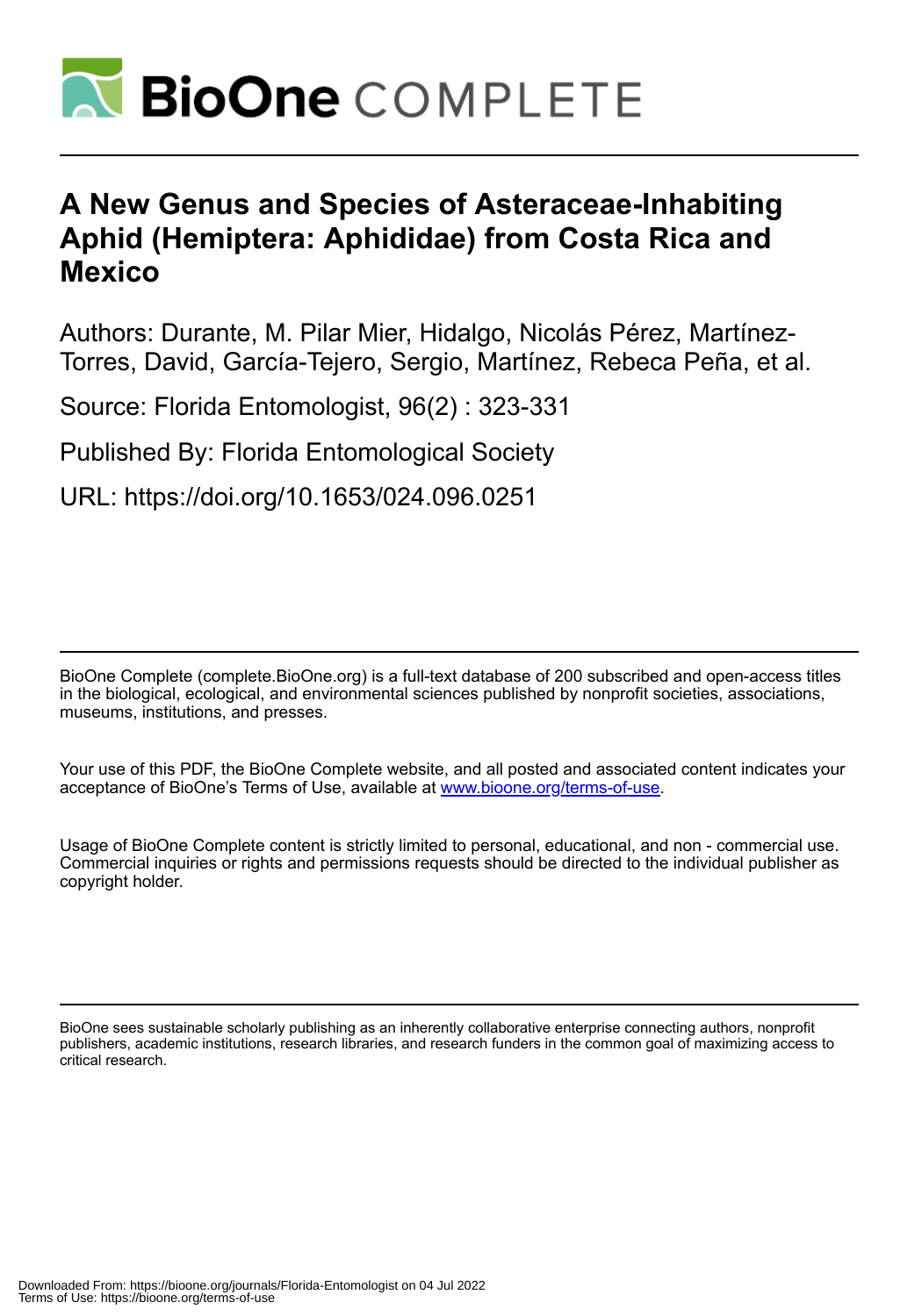# A New Genus and Species of Asteraceae-Inhabiting Aphid (Hemiptera: Aphididae) from Costa Rica and Mexico

Authors: Durante, M. Pilar Mier, Hidalgo, Nicolás Pérez, Martínez-Torres, David, García-Tejero, Sergio, Martínez, Rebeca Peña, et al.

Source: Florida Entomologist, 96(2) : 323-331

Published By: Florida Entomological Society

URL: https://doi.org/10.1653/024.096.0251

BioOne Complete (complete.BioOne.org) is a full-text database of 200 subscribed and open-access titles in the biological, ecological, and environmental sciences published by nonprofit societies, associations, museums, institutions, and presses.

Your use of this PDF, the BioOne Complete website, and all posted and associated content indicates your acceptance of BioOne's Terms of Use, available at www.bioone.org/terms-of-use.

Usage of BioOne Complete content is strictly limited to personal, educational, and non - commercial use. Commercial inquiries or rights and permissions requests should be directed to the individual publisher as copyright holder.

BioOne sees sustainable scholarly publishing as an inherently collaborative enterprise connecting authors, nonprofit publishers, academic institutions, research libraries, and research funders in the common goal of maximizing access to critical research.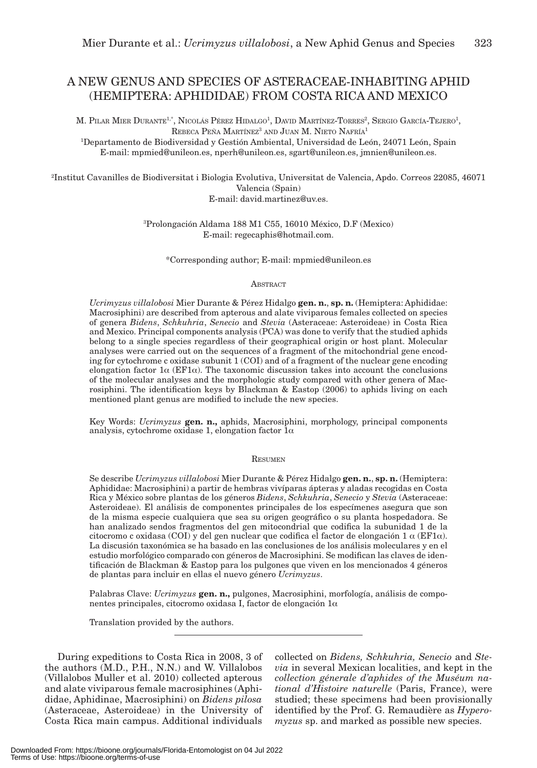# A NEW GENUS AND SPECIES OF ASTERACEAE-INHABITING APHID (HEMIPTERA: APHIDIDAE) FROM COSTA RICA AND MEXICO

M. Pilar Mier Durante[1,*], Nicolás Pérez Hidalgo[1], David Martínez-Torres[2], Sergio García-Tejero[1], Rebeca Peña Martínez[3] and Juan M. Nieto Nafría[1]

[1]Departamento de Biodiversidad y Gestión Ambiental, Universidad de León, 24071 León, Spain
E-mail: mpmied@unileon.es, nperh@unileon.es, sgart@unileon.es, jmnien@unileon.es.

[2]Institut Cavanilles de Biodiversitat i Biologia Evolutiva, Universitat de Valencia, Apdo. Correos 22085, 46071 Valencia (Spain)
E-mail: david.martinez@uv.es.

[3]Prolongación Aldama 188 M1 C55, 16010 México, D.F (Mexico)
E-mail: regecaphis@hotmail.com.

*Corresponding author; E-mail: mpmied@unileon.es

## Abstract

*Ucrimyzus villalobosi* Mier Durante & Pérez Hidalgo **gen. n.**, **sp. n.** (Hemiptera: Aphididae: Macrosiphini) are described from apterous and alate viviparous females collected on species of genera *Bidens*, *Schkuhria*, *Senecio* and *Stevia* (Asteraceae: Asteroideae) in Costa Rica and Mexico. Principal components analysis (PCA) was done to verify that the studied aphids belong to a single species regardless of their geographical origin or host plant. Molecular analyses were carried out on the sequences of a fragment of the mitochondrial gene encoding for cytochrome c oxidase subunit 1 (COI) and of a fragment of the nuclear gene encoding elongation factor 1α (EF1α). The taxonomic discussion takes into account the conclusions of the molecular analyses and the morphologic study compared with other genera of Macrosiphini. The identification keys by Blackman & Eastop (2006) to aphids living on each mentioned plant genus are modified to include the new species.

Key Words: *Ucrimyzus* **gen. n.,** aphids, Macrosiphini, morphology, principal components analysis, cytochrome oxidase 1, elongation factor 1α

## Resumen

Se describe *Ucrimyzus villalobosi* Mier Durante & Pérez Hidalgo **gen. n.**, **sp. n.** (Hemiptera: Aphididae: Macrosiphini) a partir de hembras vivíparas ápteras y aladas recogidas en Costa Rica y México sobre plantas de los géneros *Bidens*, *Schkuhria*, *Senecio* y *Stevia* (Asteraceae: Asteroideae). El análisis de componentes principales de los especímenes asegura que son de la misma especie cualquiera que sea su origen geográfico o su planta hospedadora. Se han analizado sendos fragmentos del gen mitocondrial que codifica la subunidad 1 de la citocromo c oxidasa (COI) y del gen nuclear que codifica el factor de elongación 1 α (EF1α). La discusión taxonómica se ha basado en las conclusiones de los análisis moleculares y en el estudio morfológico comparado con géneros de Macrosiphini. Se modifican las claves de identificación de Blackman & Eastop para los pulgones que viven en los mencionados 4 géneros de plantas para incluir en ellas el nuevo género *Ucrimyzus*.

Palabras Clave: *Ucrimyzus* **gen. n.,** pulgones, Macrosiphini, morfología, análisis de componentes principales, citocromo oxidasa I, factor de elongación 1α

Translation provided by the authors.

---

During expeditions to Costa Rica in 2008, 3 of the authors (M.D., P.H., N.N.) and W. Villalobos (Villalobos Muller et al. 2010) collected apterous and alate viviparous female macrosiphines (Aphididae, Aphidinae, Macrosiphini) on *Bidens pilosa* (Asteraceae, Asteroideae) in the University of Costa Rica main campus. Additional individuals collected on *Bidens, Schkuhria, Senecio* and *Stevia* in several Mexican localities, and kept in the *collection génerale d'aphides of the Muséum national d'Histoire naturelle* (Paris, France), were studied; these specimens had been provisionally identified by the Prof. G. Remaudière as *Hyperomyzus* sp. and marked as possible new species.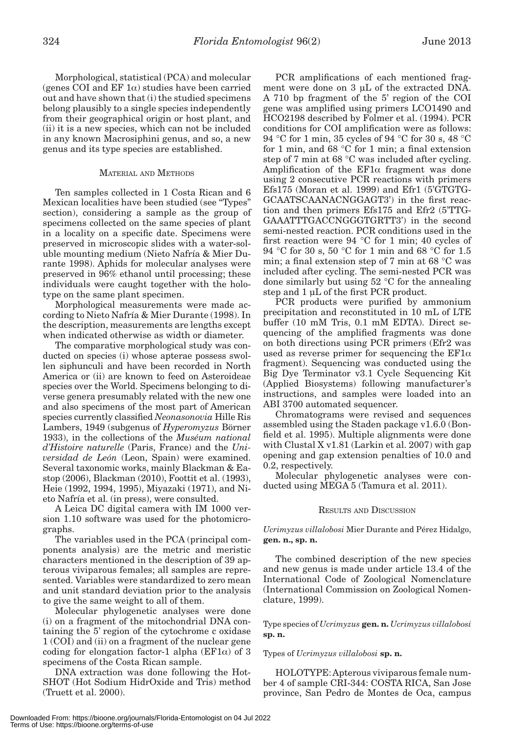Morphological, statistical (PCA) and molecular (genes COI and EF 1α) studies have been carried out and have shown that (i) the studied specimens belong plausibly to a single species independently from their geographical origin or host plant, and (ii) it is a new species, which can not be included in any known Macrosiphini genus, and so, a new genus and its type species are established.

## MATERIAL AND METHODS

Ten samples collected in 1 Costa Rican and 6 Mexican localities have been studied (see "Types" section), considering a sample as the group of specimens collected on the same species of plant in a locality on a specific date. Specimens were preserved in microscopic slides with a water-soluble mounting medium (Nieto Nafría & Mier Durante 1998). Aphids for molecular analyses were preserved in 96% ethanol until processing; these individuals were caught together with the holotype on the same plant specimen.

Morphological measurements were made according to Nieto Nafría & Mier Durante (1998). In the description, measurements are lengths except when indicated otherwise as width or diameter.

The comparative morphological study was conducted on species (i) whose apterae possess swollen siphunculi and have been recorded in North America or (ii) are known to feed on Asteroideae species over the World. Specimens belonging to diverse genera presumably related with the new one and also specimens of the most part of American species currently classified *Neonasonovia* Hille Ris Lambers, 1949 (subgenus of *Hyperomyzus* Börner 1933), in the collections of the *Muséum national d'Histoire naturelle* (Paris, France) and the *Universidad de León* (Leon, Spain) were examined. Several taxonomic works, mainly Blackman & Eastop (2006), Blackman (2010), Foottit et al. (1993), Heie (1992, 1994, 1995), Miyazaki (1971), and Nieto Nafría et al. (in press), were consulted.

A Leica DC digital camera with IM 1000 version 1.10 software was used for the photomicrographs.

The variables used in the PCA (principal components analysis) are the metric and meristic characters mentioned in the description of 39 apterous viviparous females; all samples are represented. Variables were standardized to zero mean and unit standard deviation prior to the analysis to give the same weight to all of them.

Molecular phylogenetic analyses were done (i) on a fragment of the mitochondrial DNA containing the 5' region of the cytochrome c oxidase 1 (COI) and (ii) on a fragment of the nuclear gene coding for elongation factor-1 alpha (EF1α) of 3 specimens of the Costa Rican sample.

DNA extraction was done following the HotSHOT (Hot Sodium HidrOxide and Tris) method (Truett et al. 2000).

PCR amplifications of each mentioned fragment were done on 3 µL of the extracted DNA. A 710 bp fragment of the 5' region of the COI gene was amplified using primers LCO1490 and HCO2198 described by Folmer et al. (1994). PCR conditions for COI amplification were as follows: 94 °C for 1 min, 35 cycles of 94 °C for 30 s, 48 °C for 1 min, and 68 °C for 1 min; a final extension step of 7 min at 68 °C was included after cycling. Amplification of the EF1α fragment was done using 2 consecutive PCR reactions with primers Efs175 (Moran et al. 1999) and Efr1 (5'GTGTGGCAATSCAANACNGGAGT3') in the first reaction and then primers Efs175 and Efr2 (5'TTGGAAATTTGACCNGGGTGRTT3') in the second semi-nested reaction. PCR conditions used in the first reaction were 94 °C for 1 min; 40 cycles of 94 °C for 30 s, 50 °C for 1 min and 68 °C for 1.5 min; a final extension step of 7 min at 68 °C was included after cycling. The semi-nested PCR was done similarly but using 52 °C for the annealing step and 1 µL of the first PCR product.

PCR products were purified by ammonium precipitation and reconstituted in 10 mL of LTE buffer (10 mM Tris, 0.1 mM EDTA). Direct sequencing of the amplified fragments was done on both directions using PCR primers (Efr2 was used as reverse primer for sequencing the EF1α fragment). Sequencing was conducted using the Big Dye Terminator v3.1 Cycle Sequencing Kit (Applied Biosystems) following manufacturer's instructions, and samples were loaded into an ABI 3700 automated sequencer.

Chromatograms were revised and sequences assembled using the Staden package v1.6.0 (Bonfield et al. 1995). Multiple alignments were done with Clustal X v1.81 (Larkin et al. 2007) with gap opening and gap extension penalties of 10.0 and 0.2, respectively.

Molecular phylogenetic analyses were conducted using MEGA 5 (Tamura et al. 2011).

## RESULTS AND DISCUSSION

*Ucrimyzus villalobosi* Mier Durante and Pérez Hidalgo, **gen. n., sp. n.**

The combined description of the new species and new genus is made under article 13.4 of the International Code of Zoological Nomenclature (International Commission on Zoological Nomenclature, 1999).

Type species of *Ucrimyzus* **gen. n.** *Ucrimyzus villalobosi* **sp. n.**

Types of *Ucrimyzus villalobosi* **sp. n.**

HOLOTYPE: Apterous viviparous female number 4 of sample CRI-344: COSTA RICA, San Jose province, San Pedro de Montes de Oca, campus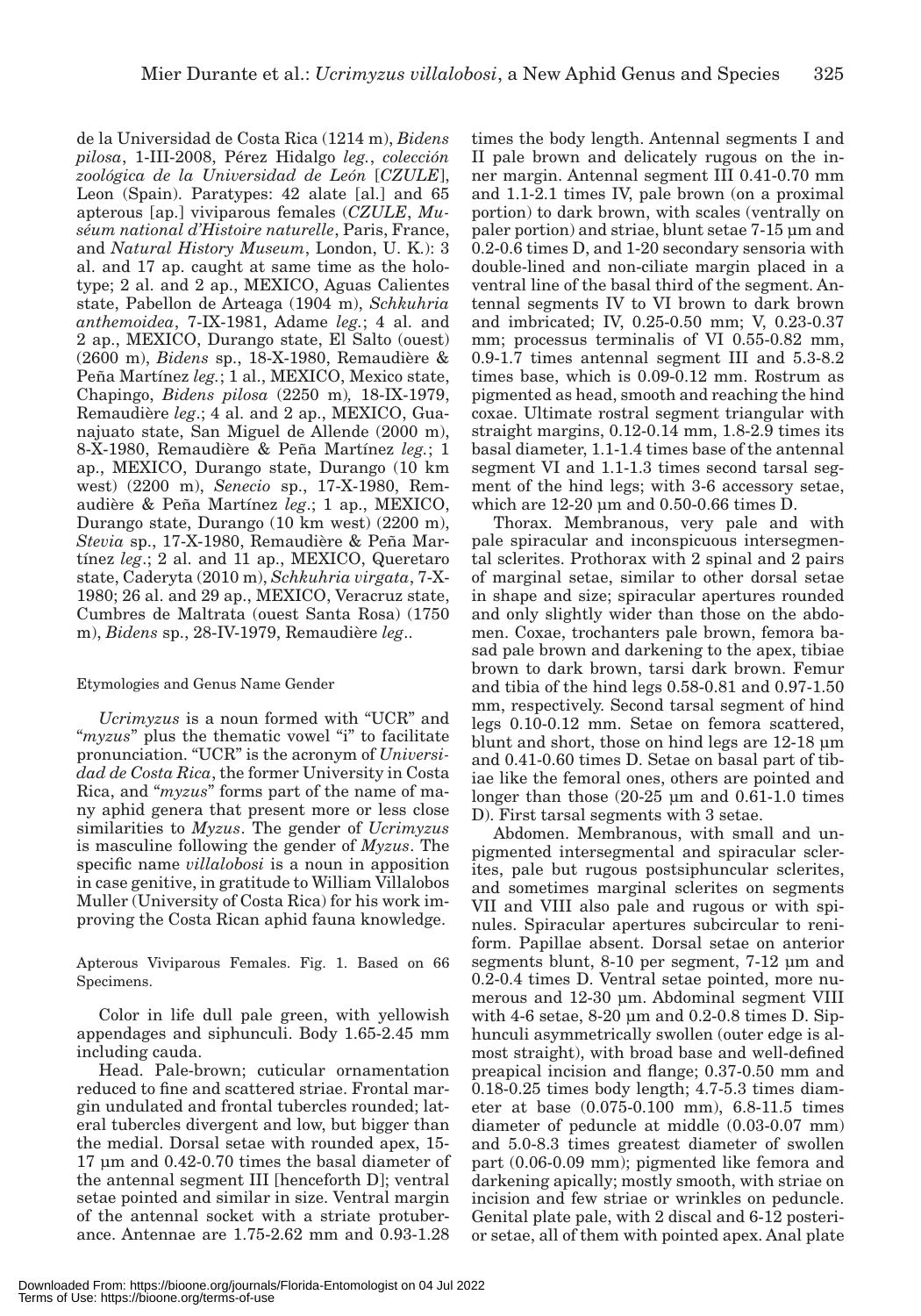de la Universidad de Costa Rica (1214 m), *Bidens pilosa*, 1-III-2008, Pérez Hidalgo *leg.*, *colección zoológica de la Universidad de León* [*CZULE*], Leon (Spain). Paratypes: 42 alate [al.] and 65 apterous [ap.] viviparous females (*CZULE*, *Muséum national d'Histoire naturelle*, Paris, France, and *Natural History Museum*, London, U. K.): 3 al. and 17 ap. caught at same time as the holotype; 2 al. and 2 ap., MEXICO, Aguas Calientes state, Pabellon de Arteaga (1904 m), *Schkuhria anthemoidea*, 7-IX-1981, Adame *leg.*; 4 al. and 2 ap., MEXICO, Durango state, El Salto (ouest) (2600 m), *Bidens* sp., 18-X-1980, Remaudière & Peña Martínez *leg.*; 1 al., MEXICO, Mexico state, Chapingo, *Bidens pilosa* (2250 m), 18-IX-1979, Remaudière *leg*.; 4 al. and 2 ap., MEXICO, Guanajuato state, San Miguel de Allende (2000 m), 8-X-1980, Remaudière & Peña Martínez *leg.*; 1 ap., MEXICO, Durango state, Durango (10 km west) (2200 m), *Senecio* sp., 17-X-1980, Remaudière & Peña Martínez *leg*.; 1 ap., MEXICO, Durango state, Durango (10 km west) (2200 m), *Stevia* sp., 17-X-1980, Remaudière & Peña Martínez *leg*.; 2 al. and 11 ap., MEXICO, Queretaro state, Caderyta (2010 m), *Schkuhria virgata*, 7-X-1980; 26 al. and 29 ap., MEXICO, Veracruz state, Cumbres de Maltrata (ouest Santa Rosa) (1750 m), *Bidens* sp., 28-IV-1979, Remaudière *leg*..

Etymologies and Genus Name Gender

*Ucrimyzus* is a noun formed with "UCR" and "*myzus*" plus the thematic vowel "i" to facilitate pronunciation. "UCR" is the acronym of *Universidad de Costa Rica*, the former University in Costa Rica, and "*myzus*" forms part of the name of many aphid genera that present more or less close similarities to *Myzus*. The gender of *Ucrimyzus* is masculine following the gender of *Myzus*. The specific name *villalobosi* is a noun in apposition in case genitive, in gratitude to William Villalobos Muller (University of Costa Rica) for his work improving the Costa Rican aphid fauna knowledge.

Apterous Viviparous Females. Fig. 1. Based on 66 Specimens.

Color in life dull pale green, with yellowish appendages and siphunculi. Body 1.65-2.45 mm including cauda.

Head. Pale-brown; cuticular ornamentation reduced to fine and scattered striae. Frontal margin undulated and frontal tubercles rounded; lateral tubercles divergent and low, but bigger than the medial. Dorsal setae with rounded apex, 15-17 µm and 0.42-0.70 times the basal diameter of the antennal segment III [henceforth D]; ventral setae pointed and similar in size. Ventral margin of the antennal socket with a striate protuberance. Antennae are 1.75-2.62 mm and 0.93-1.28 times the body length. Antennal segments I and II pale brown and delicately rugous on the inner margin. Antennal segment III 0.41-0.70 mm and 1.1-2.1 times IV, pale brown (on a proximal portion) to dark brown, with scales (ventrally on paler portion) and striae, blunt setae 7-15 µm and 0.2-0.6 times D, and 1-20 secondary sensoria with double-lined and non-ciliate margin placed in a ventral line of the basal third of the segment. Antennal segments IV to VI brown to dark brown and imbricated; IV, 0.25-0.50 mm; V, 0.23-0.37 mm; processus terminalis of VI 0.55-0.82 mm, 0.9-1.7 times antennal segment III and 5.3-8.2 times base, which is 0.09-0.12 mm. Rostrum as pigmented as head, smooth and reaching the hind coxae. Ultimate rostral segment triangular with straight margins, 0.12-0.14 mm, 1.8-2.9 times its basal diameter, 1.1-1.4 times base of the antennal segment VI and 1.1-1.3 times second tarsal segment of the hind legs; with 3-6 accessory setae, which are 12-20 µm and 0.50-0.66 times D.

Thorax. Membranous, very pale and with pale spiracular and inconspicuous intersegmental sclerites. Prothorax with 2 spinal and 2 pairs of marginal setae, similar to other dorsal setae in shape and size; spiracular apertures rounded and only slightly wider than those on the abdomen. Coxae, trochanters pale brown, femora basad pale brown and darkening to the apex, tibiae brown to dark brown, tarsi dark brown. Femur and tibia of the hind legs 0.58-0.81 and 0.97-1.50 mm, respectively. Second tarsal segment of hind legs 0.10-0.12 mm. Setae on femora scattered, blunt and short, those on hind legs are 12-18 µm and 0.41-0.60 times D. Setae on basal part of tibiae like the femoral ones, others are pointed and longer than those (20-25 µm and 0.61-1.0 times D). First tarsal segments with 3 setae.

Abdomen. Membranous, with small and unpigmented intersegmental and spiracular sclerites, pale but rugous postsiphuncular sclerites, and sometimes marginal sclerites on segments VII and VIII also pale and rugous or with spinules. Spiracular apertures subcircular to reniform. Papillae absent. Dorsal setae on anterior segments blunt, 8-10 per segment, 7-12 µm and 0.2-0.4 times D. Ventral setae pointed, more numerous and 12-30 µm. Abdominal segment VIII with 4-6 setae, 8-20 µm and 0.2-0.8 times D. Siphunculi asymmetrically swollen (outer edge is almost straight), with broad base and well-defined preapical incision and flange; 0.37-0.50 mm and 0.18-0.25 times body length; 4.7-5.3 times diameter at base (0.075-0.100 mm), 6.8-11.5 times diameter of peduncle at middle (0.03-0.07 mm) and 5.0-8.3 times greatest diameter of swollen part (0.06-0.09 mm); pigmented like femora and darkening apically; mostly smooth, with striae on incision and few striae or wrinkles on peduncle. Genital plate pale, with 2 discal and 6-12 posterior setae, all of them with pointed apex. Anal plate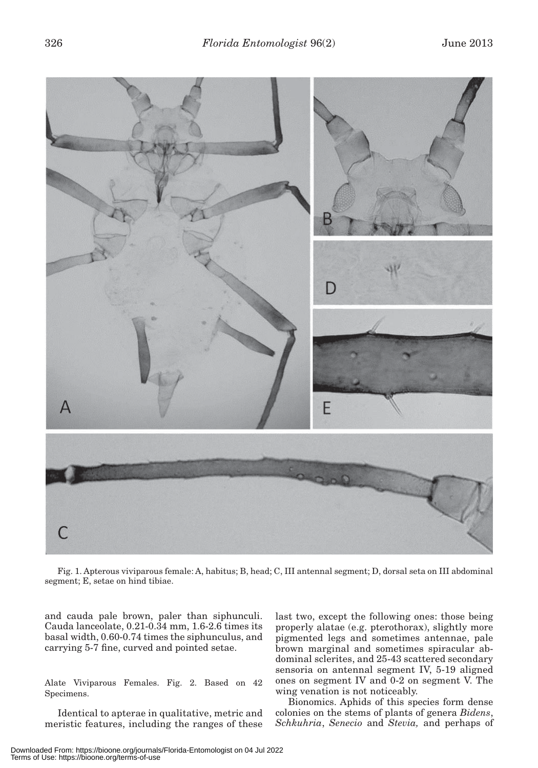Fig. 1. Apterous viviparous female: A, habitus; B, head; C, III antennal segment; D, dorsal seta on III abdominal segment; E, setae on hind tibiae.

and cauda pale brown, paler than siphunculi. Cauda lanceolate, 0.21-0.34 mm, 1.6-2.6 times its basal width, 0.60-0.74 times the siphunculus, and carrying 5-7 fine, curved and pointed setae.

Alate Viviparous Females. Fig. 2. Based on 42 Specimens.

Identical to apterae in qualitative, metric and meristic features, including the ranges of these last two, except the following ones: those being properly alatae (e.g. pterothorax), slightly more pigmented legs and sometimes antennae, pale brown marginal and sometimes spiracular abdominal sclerites, and 25-43 scattered secondary sensoria on antennal segment IV, 5-19 aligned ones on segment IV and 0-2 on segment V. The wing venation is not noticeably.

Bionomics. Aphids of this species form dense colonies on the stems of plants of genera *Bidens*, *Schkuhria*, *Senecio* and *Stevia,* and perhaps of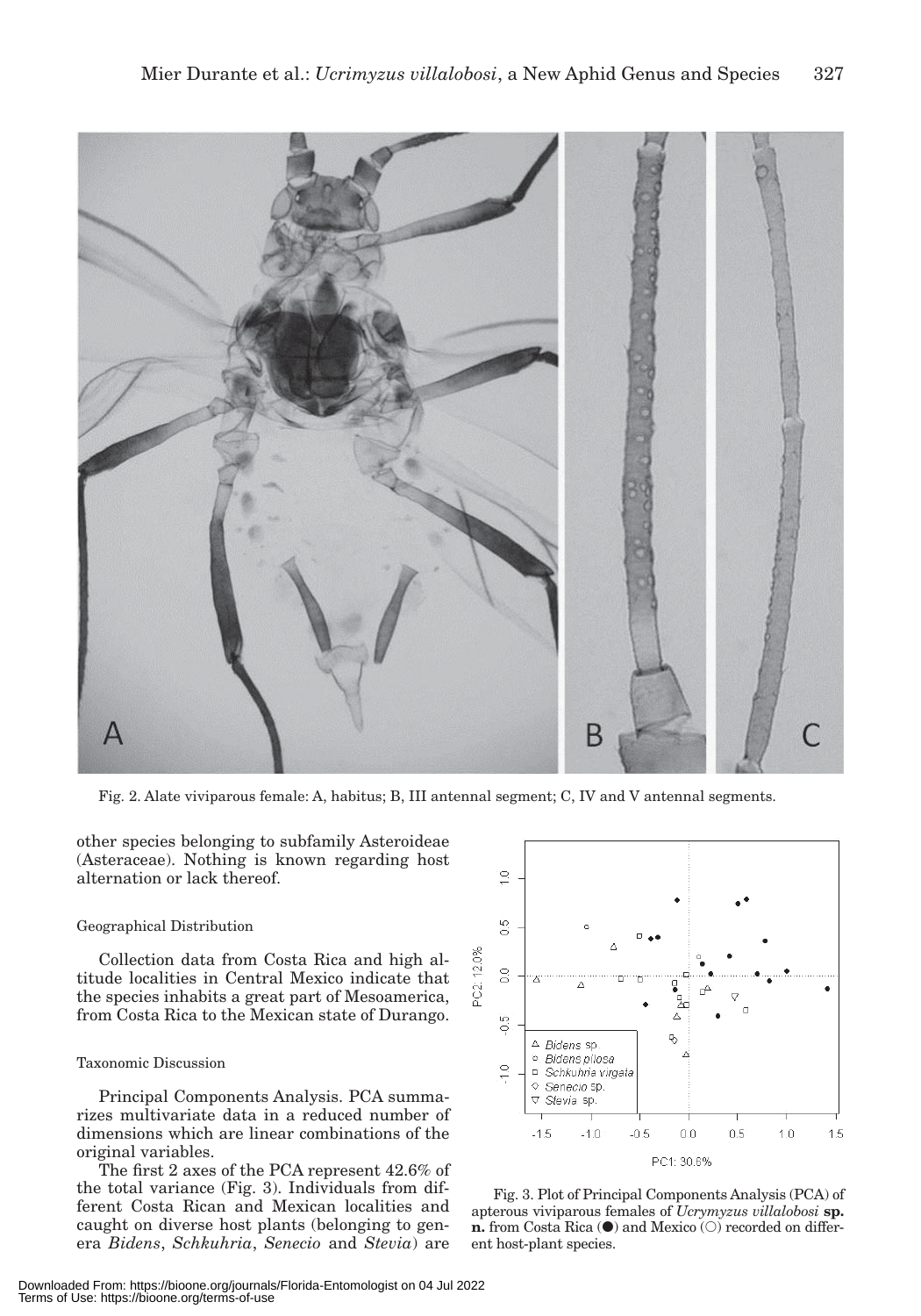Fig. 2. Alate viviparous female: A, habitus; B, III antennal segment; C, IV and V antennal segments.

other species belonging to subfamily Asteroideae (Asteraceae). Nothing is known regarding host alternation or lack thereof.

### Geographical Distribution

Collection data from Costa Rica and high altitude localities in Central Mexico indicate that the species inhabits a great part of Mesoamerica, from Costa Rica to the Mexican state of Durango.

### Taxonomic Discussion

Principal Components Analysis. PCA summarizes multivariate data in a reduced number of dimensions which are linear combinations of the original variables.

The first 2 axes of the PCA represent 42.6% of the total variance (Fig. 3). Individuals from different Costa Rican and Mexican localities and caught on diverse host plants (belonging to genera *Bidens*, *Schkuhria*, *Senecio* and *Stevia*) are

Fig. 3. Plot of Principal Components Analysis (PCA) of apterous viviparous females of *Ucrymyzus villalobosi* **sp. n.** from Costa Rica (●) and Mexico (○) recorded on different host-plant species.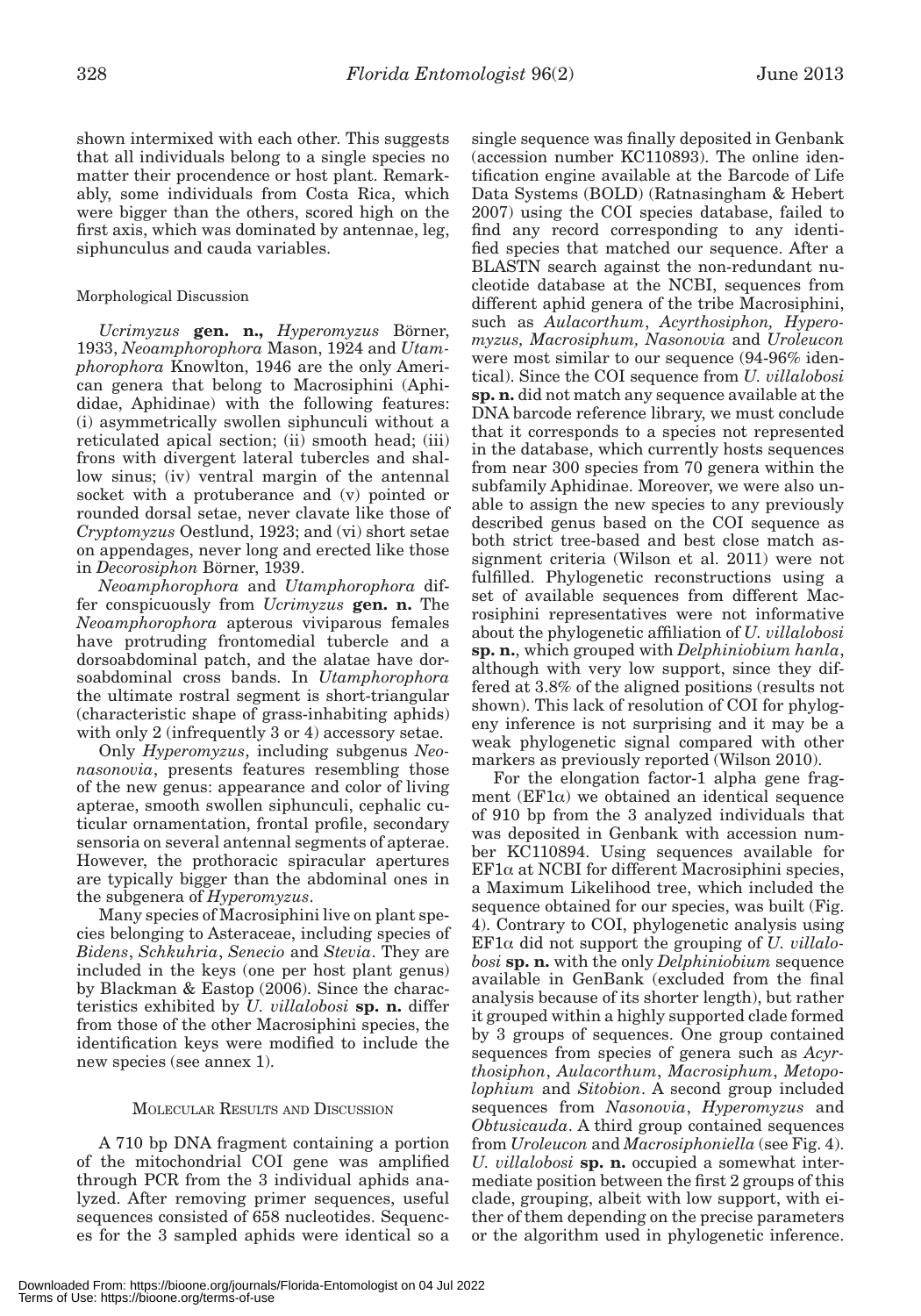shown intermixed with each other. This suggests that all individuals belong to a single species no matter their procendence or host plant. Remarkably, some individuals from Costa Rica, which were bigger than the others, scored high on the first axis, which was dominated by antennae, leg, siphunculus and cauda variables.

### Morphological Discussion

*Ucrimyzus* **gen. n.,** *Hyperomyzus* Börner, 1933, *Neoamphorophora* Mason, 1924 and *Utamphorophora* Knowlton, 1946 are the only American genera that belong to Macrosiphini (Aphididae, Aphidinae) with the following features: (i) asymmetrically swollen siphunculi without a reticulated apical section; (ii) smooth head; (iii) frons with divergent lateral tubercles and shallow sinus; (iv) ventral margin of the antennal socket with a protuberance and (v) pointed or rounded dorsal setae, never clavate like those of *Cryptomyzus* Oestlund, 1923; and (vi) short setae on appendages, never long and erected like those in *Decorosiphon* Börner, 1939.

*Neoamphorophora* and *Utamphorophora* differ conspicuously from *Ucrimyzus* **gen. n.** The *Neoamphorophora* apterous viviparous females have protruding frontomedial tubercle and a dorsoabdominal patch, and the alatae have dorsoabdominal cross bands. In *Utamphorophora* the ultimate rostral segment is short-triangular (characteristic shape of grass-inhabiting aphids) with only 2 (infrequently 3 or 4) accessory setae.

Only *Hyperomyzus*, including subgenus *Neonasonovia*, presents features resembling those of the new genus: appearance and color of living apterae, smooth swollen siphunculi, cephalic cuticular ornamentation, frontal profile, secondary sensoria on several antennal segments of apterae. However, the prothoracic spiracular apertures are typically bigger than the abdominal ones in the subgenera of *Hyperomyzus*.

Many species of Macrosiphini live on plant species belonging to Asteraceae, including species of *Bidens*, *Schkuhria*, *Senecio* and *Stevia*. They are included in the keys (one per host plant genus) by Blackman & Eastop (2006). Since the characteristics exhibited by *U. villalobosi* **sp. n.** differ from those of the other Macrosiphini species, the identification keys were modified to include the new species (see annex 1).

## Molecular Results and Discussion

A 710 bp DNA fragment containing a portion of the mitochondrial COI gene was amplified through PCR from the 3 individual aphids analyzed. After removing primer sequences, useful sequences consisted of 658 nucleotides. Sequences for the 3 sampled aphids were identical so a single sequence was finally deposited in Genbank (accession number KC110893). The online identification engine available at the Barcode of Life Data Systems (BOLD) (Ratnasingham & Hebert 2007) using the COI species database, failed to find any record corresponding to any identified species that matched our sequence. After a BLASTN search against the non-redundant nucleotide database at the NCBI, sequences from different aphid genera of the tribe Macrosiphini, such as *Aulacorthum*, *Acyrthosiphon, Hyperomyzus, Macrosiphum, Nasonovia* and *Uroleucon* were most similar to our sequence (94-96% identical). Since the COI sequence from *U. villalobosi* **sp. n.** did not match any sequence available at the DNA barcode reference library, we must conclude that it corresponds to a species not represented in the database, which currently hosts sequences from near 300 species from 70 genera within the subfamily Aphidinae. Moreover, we were also unable to assign the new species to any previously described genus based on the COI sequence as both strict tree-based and best close match assignment criteria (Wilson et al. 2011) were not fulfilled. Phylogenetic reconstructions using a set of available sequences from different Macrosiphini representatives were not informative about the phylogenetic affiliation of *U. villalobosi* **sp. n.**, which grouped with *Delphiniobium hanla*, although with very low support, since they differed at 3.8% of the aligned positions (results not shown). This lack of resolution of COI for phylogeny inference is not surprising and it may be a weak phylogenetic signal compared with other markers as previously reported (Wilson 2010).

For the elongation factor-1 alpha gene fragment (EF1$\alpha$) we obtained an identical sequence of 910 bp from the 3 analyzed individuals that was deposited in Genbank with accession number KC110894. Using sequences available for EF1$\alpha$ at NCBI for different Macrosiphini species, a Maximum Likelihood tree, which included the sequence obtained for our species, was built (Fig. 4). Contrary to COI, phylogenetic analysis using EF1$\alpha$ did not support the grouping of *U. villalobosi* **sp. n.** with the only *Delphiniobium* sequence available in GenBank (excluded from the final analysis because of its shorter length), but rather it grouped within a highly supported clade formed by 3 groups of sequences. One group contained sequences from species of genera such as *Acyrthosiphon*, *Aulacorthum*, *Macrosiphum*, *Metopolophium* and *Sitobion*. A second group included sequences from *Nasonovia*, *Hyperomyzus* and *Obtusicauda*. A third group contained sequences from *Uroleucon* and *Macrosiphoniella* (see Fig. 4). *U. villalobosi* **sp. n.** occupied a somewhat intermediate position between the first 2 groups of this clade, grouping, albeit with low support, with either of them depending on the precise parameters or the algorithm used in phylogenetic inference.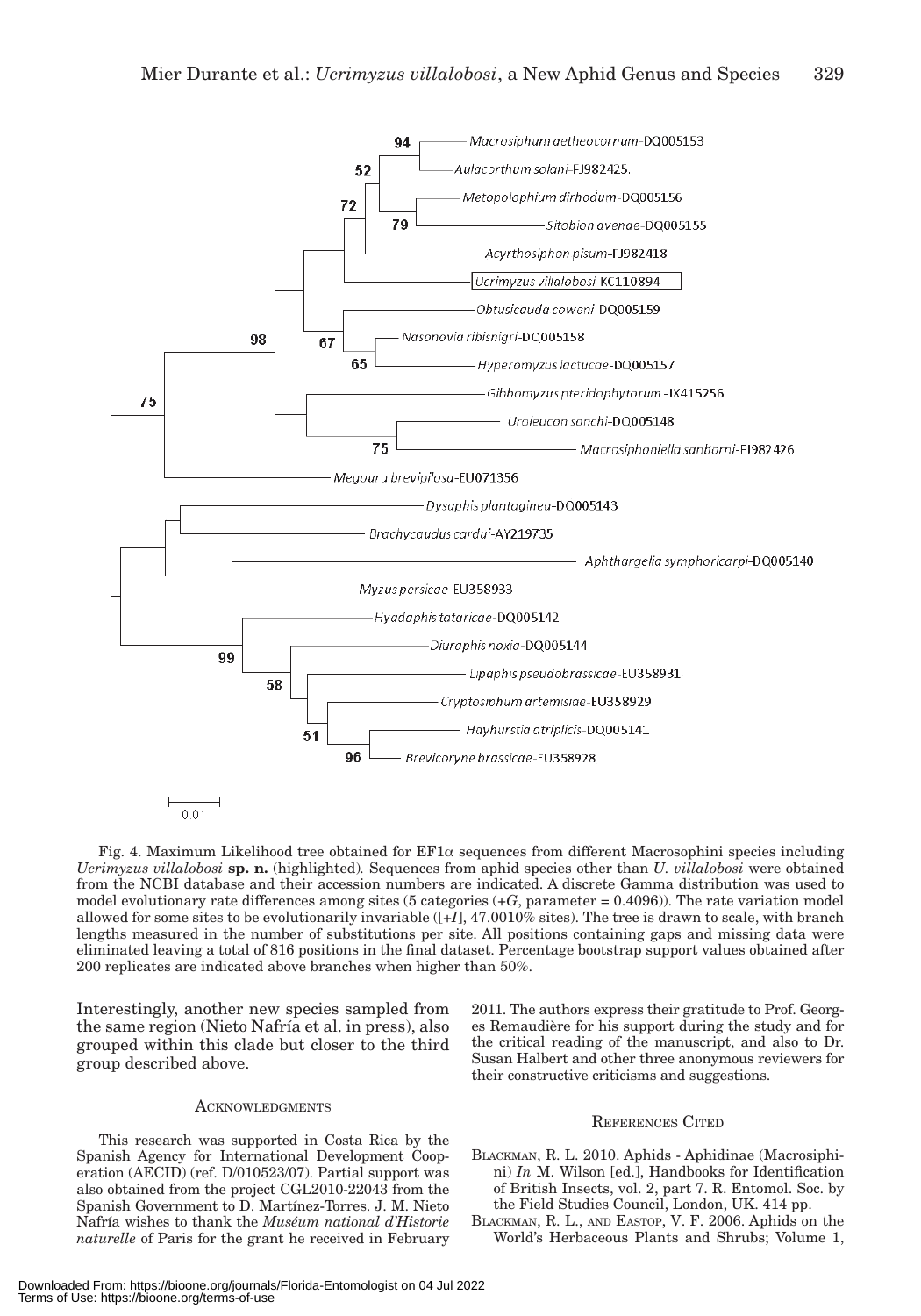Fig. 4. Maximum Likelihood tree obtained for EF1α sequences from different Macrosophini species including *Ucrimyzus villalobosi* **sp. n.** (highlighted). Sequences from aphid species other than *U. villalobosi* were obtained from the NCBI database and their accession numbers are indicated. A discrete Gamma distribution was used to model evolutionary rate differences among sites (5 categories (+*G*, parameter = 0.4096)). The rate variation model allowed for some sites to be evolutionarily invariable ([+*I*], 47.0010% sites). The tree is drawn to scale, with branch lengths measured in the number of substitutions per site. All positions containing gaps and missing data were eliminated leaving a total of 816 positions in the final dataset. Percentage bootstrap support values obtained after 200 replicates are indicated above branches when higher than 50%.

Interestingly, another new species sampled from the same region (Nieto Nafría et al. in press), also grouped within this clade but closer to the third group described above.

## Acknowledgments

This research was supported in Costa Rica by the Spanish Agency for International Development Cooperation (AECID) (ref. D/010523/07). Partial support was also obtained from the project CGL2010-22043 from the Spanish Government to D. Martínez-Torres. J. M. Nieto Nafría wishes to thank the *Muséum national d'Historie naturelle* of Paris for the grant he received in February 2011. The authors express their gratitude to Prof. Georges Remaudière for his support during the study and for the critical reading of the manuscript, and also to Dr. Susan Halbert and other three anonymous reviewers for their constructive criticisms and suggestions.

## References Cited

Blackman, R. L. 2010. Aphids - Aphidinae (Macrosiphini) *In* M. Wilson [ed.], Handbooks for Identification of British Insects, vol. 2, part 7. R. Entomol. Soc. by the Field Studies Council, London, UK. 414 pp.

Blackman, R. L., and Eastop, V. F. 2006. Aphids on the World's Herbaceous Plants and Shrubs; Volume 1,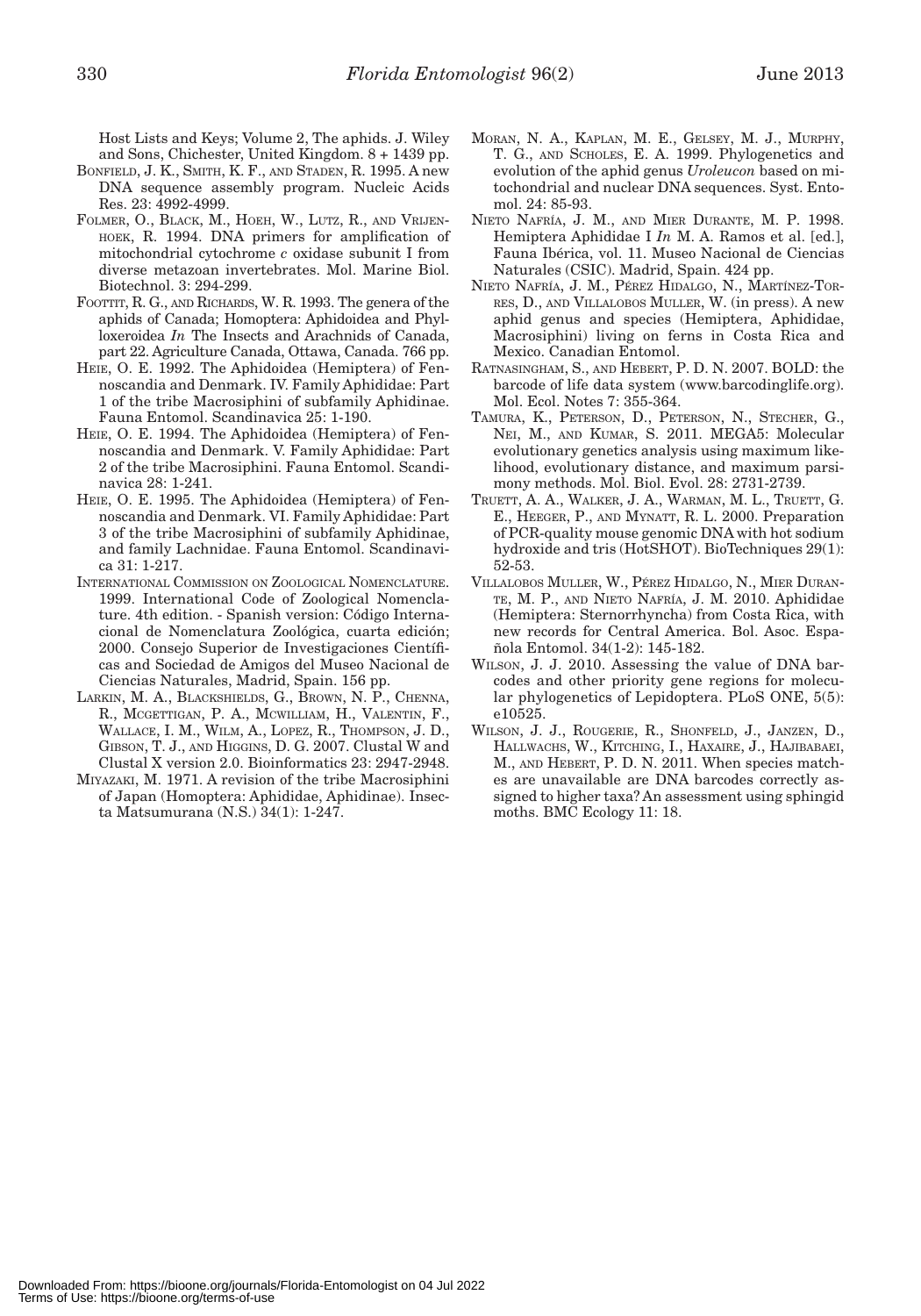Host Lists and Keys; Volume 2, The aphids. J. Wiley and Sons, Chichester, United Kingdom. 8 + 1439 pp.

BONFIELD, J. K., SMITH, K. F., AND STADEN, R. 1995. A new DNA sequence assembly program. Nucleic Acids Res. 23: 4992-4999.

FOLMER, O., BLACK, M., HOEH, W., LUTZ, R., AND VRIJENHOEK, R. 1994. DNA primers for amplification of mitochondrial cytochrome *c* oxidase subunit I from diverse metazoan invertebrates. Mol. Marine Biol. Biotechnol. 3: 294-299.

FOOTTIT, R. G., AND RICHARDS, W. R. 1993. The genera of the aphids of Canada; Homoptera: Aphidoidea and Phylloxeroidea *In* The Insects and Arachnids of Canada, part 22. Agriculture Canada, Ottawa, Canada. 766 pp.

HEIE, O. E. 1992. The Aphidoidea (Hemiptera) of Fennoscandia and Denmark. IV. Family Aphididae: Part 1 of the tribe Macrosiphini of subfamily Aphidinae. Fauna Entomol. Scandinavica 25: 1-190.

HEIE, O. E. 1994. The Aphidoidea (Hemiptera) of Fennoscandia and Denmark. V. Family Aphididae: Part 2 of the tribe Macrosiphini. Fauna Entomol. Scandinavica 28: 1-241.

HEIE, O. E. 1995. The Aphidoidea (Hemiptera) of Fennoscandia and Denmark. VI. Family Aphididae: Part 3 of the tribe Macrosiphini of subfamily Aphidinae, and family Lachnidae. Fauna Entomol. Scandinavica 31: 1-217.

INTERNATIONAL COMMISSION ON ZOOLOGICAL NOMENCLATURE. 1999. International Code of Zoological Nomenclature. 4th edition. - Spanish version: Código Internacional de Nomenclatura Zoológica, cuarta edición; 2000. Consejo Superior de Investigaciones Científicas and Sociedad de Amigos del Museo Nacional de Ciencias Naturales, Madrid, Spain. 156 pp.

LARKIN, M. A., BLACKSHIELDS, G., BROWN, N. P., CHENNA, R., MCGETTIGAN, P. A., MCWILLIAM, H., VALENTIN, F., WALLACE, I. M., WILM, A., LOPEZ, R., THOMPSON, J. D., GIBSON, T. J., AND HIGGINS, D. G. 2007. Clustal W and Clustal X version 2.0. Bioinformatics 23: 2947-2948.

MIYAZAKI, M. 1971. A revision of the tribe Macrosiphini of Japan (Homoptera: Aphididae, Aphidinae). Insecta Matsumurana (N.S.) 34(1): 1-247.

MORAN, N. A., KAPLAN, M. E., GELSEY, M. J., MURPHY, T. G., AND SCHOLES, E. A. 1999. Phylogenetics and evolution of the aphid genus *Uroleucon* based on mitochondrial and nuclear DNA sequences. Syst. Entomol. 24: 85-93.

NIETO NAFRÍA, J. M., AND MIER DURANTE, M. P. 1998. Hemiptera Aphididae I *In* M. A. Ramos et al. [ed.], Fauna Ibérica, vol. 11. Museo Nacional de Ciencias Naturales (CSIC). Madrid, Spain. 424 pp.

NIETO NAFRÍA, J. M., PÉREZ HIDALGO, N., MARTÍNEZ-TORRES, D., AND VILLALOBOS MULLER, W. (in press). A new aphid genus and species (Hemiptera, Aphididae, Macrosiphini) living on ferns in Costa Rica and Mexico. Canadian Entomol.

RATNASINGHAM, S., AND HEBERT, P. D. N. 2007. BOLD: the barcode of life data system (www.barcodinglife.org). Mol. Ecol. Notes 7: 355-364.

TAMURA, K., PETERSON, D., PETERSON, N., STECHER, G., NEI, M., AND KUMAR, S. 2011. MEGA5: Molecular evolutionary genetics analysis using maximum likelihood, evolutionary distance, and maximum parsimony methods. Mol. Biol. Evol. 28: 2731-2739.

TRUETT, A. A., WALKER, J. A., WARMAN, M. L., TRUETT, G. E., HEEGER, P., AND MYNATT, R. L. 2000. Preparation of PCR-quality mouse genomic DNA with hot sodium hydroxide and tris (HotSHOT). BioTechniques 29(1): 52-53.

VILLALOBOS MULLER, W., PÉREZ HIDALGO, N., MIER DURANTE, M. P., AND NIETO NAFRÍA, J. M. 2010. Aphididae (Hemiptera: Sternorrhyncha) from Costa Rica, with new records for Central America. Bol. Asoc. Española Entomol. 34(1-2): 145-182.

WILSON, J. J. 2010. Assessing the value of DNA barcodes and other priority gene regions for molecular phylogenetics of Lepidoptera. PLoS ONE, 5(5): e10525.

WILSON, J. J., ROUGERIE, R., SHONFELD, J., JANZEN, D., HALLWACHS, W., KITCHING, I., HAXAIRE, J., HAJIBABAEI, M., AND HEBERT, P. D. N. 2011. When species matches are unavailable are DNA barcodes correctly assigned to higher taxa? An assessment using sphingid moths. BMC Ecology 11: 18.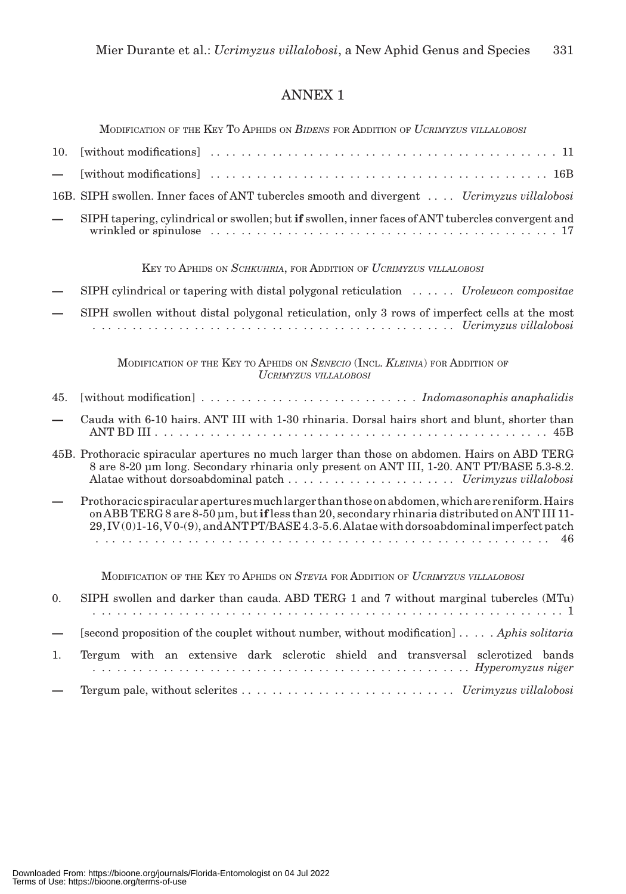# ANNEX 1

## Modification of the Key To Aphids on *Bidens* for Addition of *Ucrimyzus villalobosi*

10. [without modifications] . . . . . . . . . . . . . . . . . . . . . . . . . . . . . . . . . . . . . . . . . . . 11

— [without modifications] . . . . . . . . . . . . . . . . . . . . . . . . . . . . . . . . . . . . . . . . . . 16B

16B. SIPH swollen. Inner faces of ANT tubercles smooth and divergent . . . . *Ucrimyzus villalobosi*

— SIPH tapering, cylindrical or swollen; but **if** swollen, inner faces of ANT tubercles convergent and wrinkled or spinulose . . . . . . . . . . . . . . . . . . . . . . . . . . . . . . . . . . . . . . . . . . . 17

## Key to Aphids on *Schkuhria*, for Addition of *Ucrimyzus villalobosi*

— SIPH cylindrical or tapering with distal polygonal reticulation . . . . . . *Uroleucon compositae*

— SIPH swollen without distal polygonal reticulation, only 3 rows of imperfect cells at the most . . . . . . . . . . . . . . . . . . . . . . . . . . . . . . . . . . . . . . . . . . . . . *Ucrimyzus villalobosi*

## Modification of the Key to Aphids on *Senecio* (Incl. *Kleinia*) for Addition of *Ucrimyzus villalobosi*

45. [without modification] . . . . . . . . . . . . . . . . . . . . . . . . . . . *Indomasonaphis anaphalidis*

— Cauda with 6-10 hairs. ANT III with 1-30 rhinaria. Dorsal hairs short and blunt, shorter than ANT BD III . . . . . . . . . . . . . . . . . . . . . . . . . . . . . . . . . . . . . . . . . . . . . . . . . . 45B

45B. Prothoracic spiracular apertures no much larger than those on abdomen. Hairs on ABD TERG 8 are 8-20 µm long. Secondary rhinaria only present on ANT III, 1-20. ANT PT/BASE 5.3-8.2. Alatae without dorsoabdominal patch . . . . . . . . . . . . . . . . . . . . . *Ucrimyzus villalobosi*

— Prothoracic spiracular apertures much larger than those on abdomen, which are reniform. Hairs on ABB TERG 8 are 8-50 µm, but **if** less than 20, secondary rhinaria distributed on ANT III 11-29, IV (0)1-16, V 0-(9), and ANT PT/BASE 4.3-5.6. Alatae with dorsoabdominal imperfect patch . . . . . . . . . . . . . . . . . . . . . . . . . . . . . . . . . . . . . . . . . . . . . . . . . . . . 46

## Modification of the Key to Aphids on *Stevia* for Addition of *Ucrimyzus villalobosi*

0. SIPH swollen and darker than cauda. ABD TERG 1 and 7 without marginal tubercles (MTu) . . . . . . . . . . . . . . . . . . . . . . . . . . . . . . . . . . . . . . . . . . . . . . . . . . . . . . . . 1

— [second proposition of the couplet without number, without modification] . . . . . *Aphis solitaria*

1. Tergum with an extensive dark sclerotic shield and transversal sclerotized bands . . . . . . . . . . . . . . . . . . . . . . . . . . . . . . . . . . . . . . . . . . . . . . . *Hyperomyzus niger*

— Tergum pale, without sclerites . . . . . . . . . . . . . . . . . . . . . . . . . . . *Ucrimyzus villalobosi*